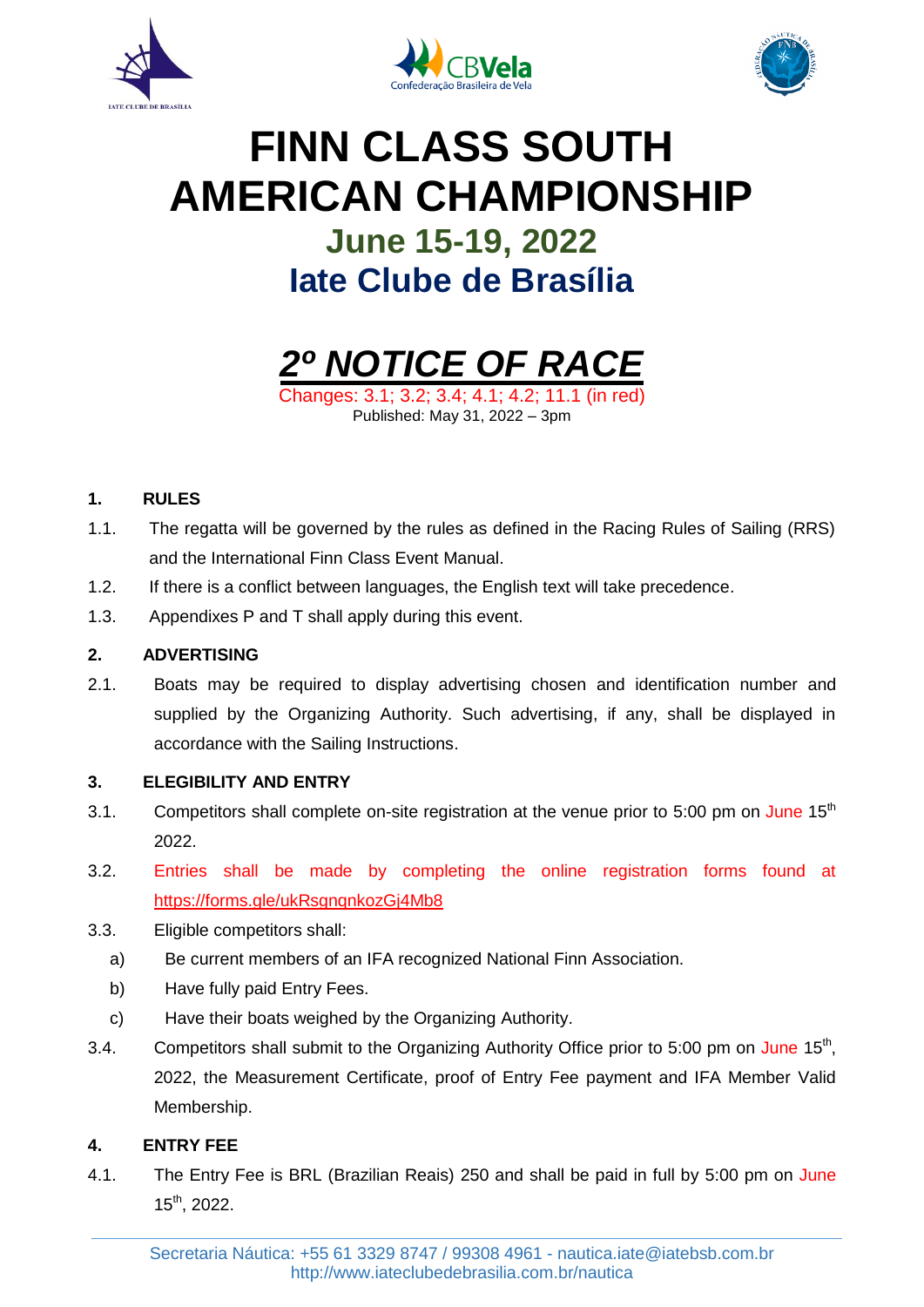# FINN CLASS SOUTH AMERICAN CHAMPIONSHIP

## June 15-19, 2022

## Iate Clube de Brasília

## *2º NOTICE OF RACE*

Changes: 3.1; 3.2; 3.4; 4.1; 4.2; 11.1 (in red)

Published: May 31, 2022 – 3pm

**1. RULES**

1.1. The regatta will be governed by the rules as defined in the Racing Rules of Sailing (RRS) and the International Finn Class Event Manual.

1.2. If there is a conflict between languages, the English text will take precedence.

1.3. Appendixes P and T shall apply during this event.

**2. ADVERTISING**

2.1. Boats may be required to display advertising chosen and identification number and supplied by the Organizing Authority. Such advertising, if any, shall be displayed in accordance with the Sailing Instructions.

**3. ELEGIBILITY AND ENTRY**

3.1. Competitors shall complete on-site registration at the venue prior to 5:00 pm on June 15th 2022.

3.2. Entries shall be made by completing the online registration forms found at https://forms.gle/ukRsgngnkozGj4Mb8

3.3. Eligible competitors shall:

a) Be current members of an IFA recognized National Finn Association.

b) Have fully paid Entry Fees.

c) Have their boats weighed by the Organizing Authority.

3.4. Competitors shall submit to the Organizing Authority Office prior to 5:00 pm on June 15th, 2022, the Measurement Certificate, proof of Entry Fee payment and IFA Member Valid Membership.

**4. ENTRY FEE**

4.1. The Entry Fee is BRL (Brazilian Reais) 250 and shall be paid in full by 5:00 pm on June 15th, 2022.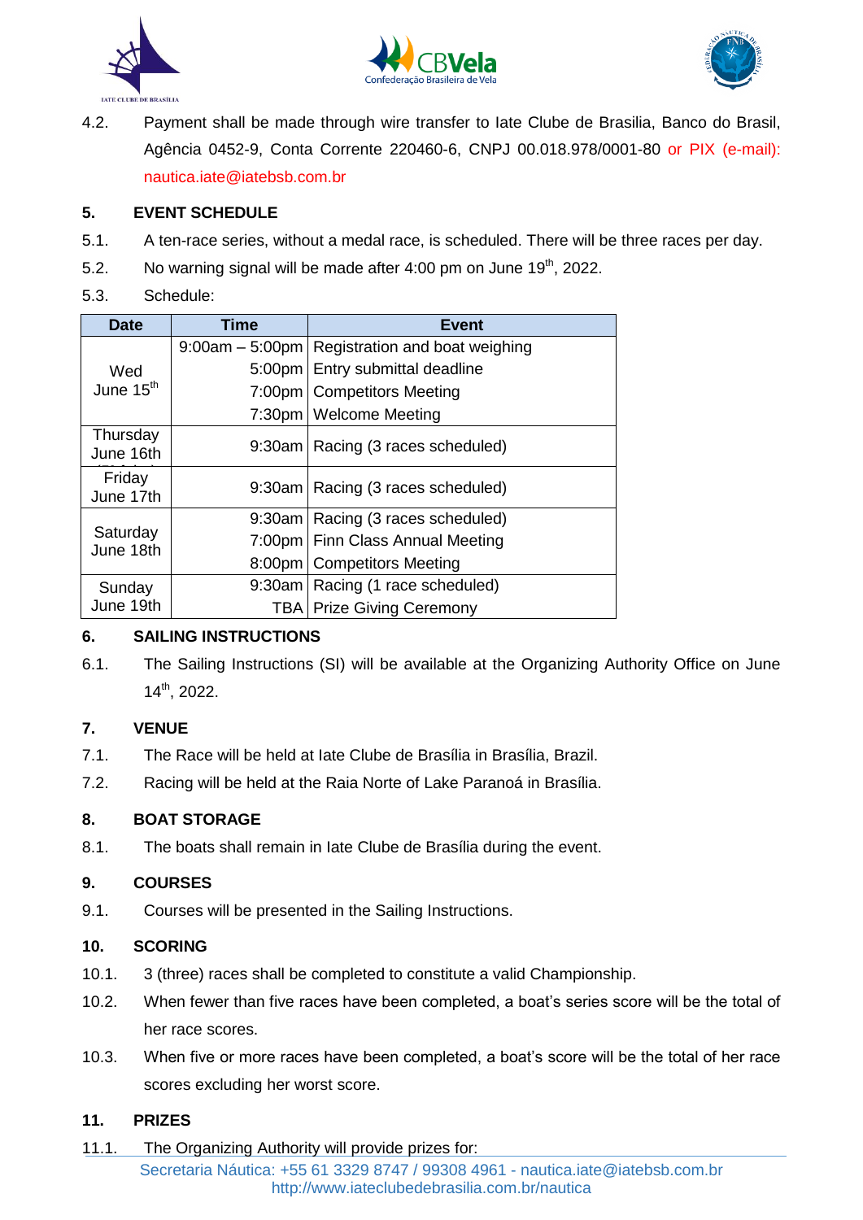4.2. Payment shall be made through wire transfer to Iate Clube de Brasilia, Banco do Brasil, Agência 0452-9, Conta Corrente 220460-6, CNPJ 00.018.978/0001-80 or PIX (e-mail): nautica.iate@iatebsb.com.br

## 5. EVENT SCHEDULE

5.1. A ten-race series, without a medal race, is scheduled. There will be three races per day.

5.2. No warning signal will be made after 4:00 pm on June 19th, 2022.

5.3. Schedule:

| Date | Time | Event |
|---|---|---|
| Wed June 15th | 9:00am – 5:00pm | Registration and boat weighing |
| | 5:00pm | Entry submittal deadline |
| | 7:00pm | Competitors Meeting |
| | 7:30pm | Welcome Meeting |
| Thursday June 16th | 9:30am | Racing (3 races scheduled) |
| Friday June 17th | 9:30am | Racing (3 races scheduled) |
| Saturday June 18th | 9:30am | Racing (3 races scheduled) |
| | 7:00pm | Finn Class Annual Meeting |
| | 8:00pm | Competitors Meeting |
| Sunday June 19th | 9:30am | Racing (1 race scheduled) |
| | TBA | Prize Giving Ceremony |

## 6. SAILING INSTRUCTIONS

6.1. The Sailing Instructions (SI) will be available at the Organizing Authority Office on June 14th, 2022.

## 7. VENUE

7.1. The Race will be held at Iate Clube de Brasília in Brasília, Brazil.

7.2. Racing will be held at the Raia Norte of Lake Paranoá in Brasília.

## 8. BOAT STORAGE

8.1. The boats shall remain in Iate Clube de Brasília during the event.

## 9. COURSES

9.1. Courses will be presented in the Sailing Instructions.

## 10. SCORING

10.1. 3 (three) races shall be completed to constitute a valid Championship.

10.2. When fewer than five races have been completed, a boat's series score will be the total of her race scores.

10.3. When five or more races have been completed, a boat's score will be the total of her race scores excluding her worst score.

## 11. PRIZES

11.1. The Organizing Authority will provide prizes for:

Secretaria Náutica: +55 61 3329 8747 / 99308 4961 - nautica.iate@iatebsb.com.br
http://www.iateclubedebrasilia.com.br/nautica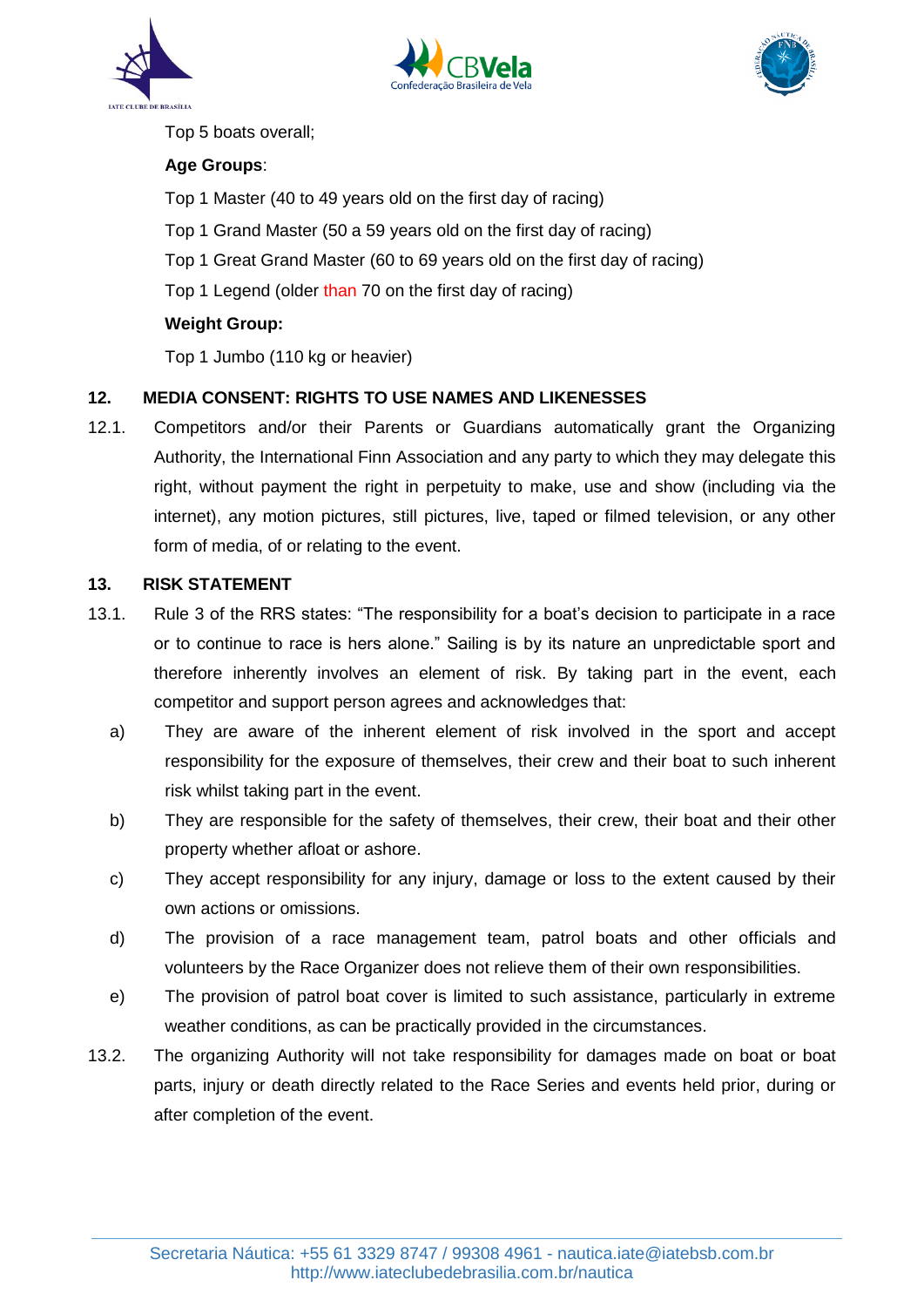Top 5 boats overall;

**Age Groups**:

Top 1 Master (40 to 49 years old on the first day of racing)

Top 1 Grand Master (50 a 59 years old on the first day of racing)

Top 1 Great Grand Master (60 to 69 years old on the first day of racing)

Top 1 Legend (older than 70 on the first day of racing)

**Weight Group:**

Top 1 Jumbo (110 kg or heavier)

## 12. MEDIA CONSENT: RIGHTS TO USE NAMES AND LIKENESSES

12.1. Competitors and/or their Parents or Guardians automatically grant the Organizing Authority, the International Finn Association and any party to which they may delegate this right, without payment the right in perpetuity to make, use and show (including via the internet), any motion pictures, still pictures, live, taped or filmed television, or any other form of media, of or relating to the event.

## 13. RISK STATEMENT

13.1. Rule 3 of the RRS states: “The responsibility for a boat’s decision to participate in a race or to continue to race is hers alone.” Sailing is by its nature an unpredictable sport and therefore inherently involves an element of risk. By taking part in the event, each competitor and support person agrees and acknowledges that:

a) They are aware of the inherent element of risk involved in the sport and accept responsibility for the exposure of themselves, their crew and their boat to such inherent risk whilst taking part in the event.

b) They are responsible for the safety of themselves, their crew, their boat and their other property whether afloat or ashore.

c) They accept responsibility for any injury, damage or loss to the extent caused by their own actions or omissions.

d) The provision of a race management team, patrol boats and other officials and volunteers by the Race Organizer does not relieve them of their own responsibilities.

e) The provision of patrol boat cover is limited to such assistance, particularly in extreme weather conditions, as can be practically provided in the circumstances.

13.2. The organizing Authority will not take responsibility for damages made on boat or boat parts, injury or death directly related to the Race Series and events held prior, during or after completion of the event.